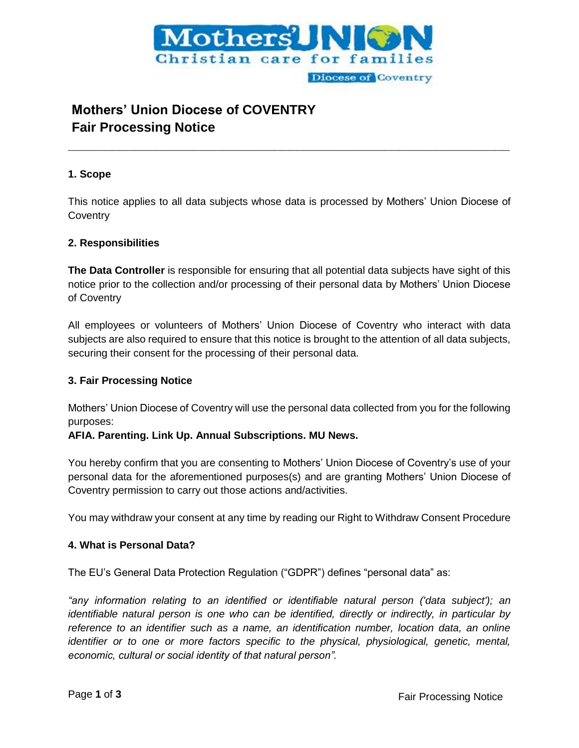# Mothers' Union Diocese of COVENTRY
# Fair Processing Notice

---

### 1. Scope

This notice applies to all data subjects whose data is processed by Mothers' Union Diocese of Coventry

### 2. Responsibilities

**The Data Controller** is responsible for ensuring that all potential data subjects have sight of this notice prior to the collection and/or processing of their personal data by Mothers' Union Diocese of Coventry

All employees or volunteers of Mothers' Union Diocese of Coventry who interact with data subjects are also required to ensure that this notice is brought to the attention of all data subjects, securing their consent for the processing of their personal data.

### 3. Fair Processing Notice

Mothers' Union Diocese of Coventry will use the personal data collected from you for the following purposes:
**AFIA. Parenting. Link Up. Annual Subscriptions. MU News.**

You hereby confirm that you are consenting to Mothers' Union Diocese of Coventry's use of your personal data for the aforementioned purposes(s) and are granting Mothers' Union Diocese of Coventry permission to carry out those actions and/activities.

You may withdraw your consent at any time by reading our Right to Withdraw Consent Procedure

### 4. What is Personal Data?

The EU's General Data Protection Regulation ("GDPR") defines "personal data" as:

*"any information relating to an identified or identifiable natural person ('data subject'); an identifiable natural person is one who can be identified, directly or indirectly, in particular by reference to an identifier such as a name, an identification number, location data, an online identifier or to one or more factors specific to the physical, physiological, genetic, mental, economic, cultural or social identity of that natural person".*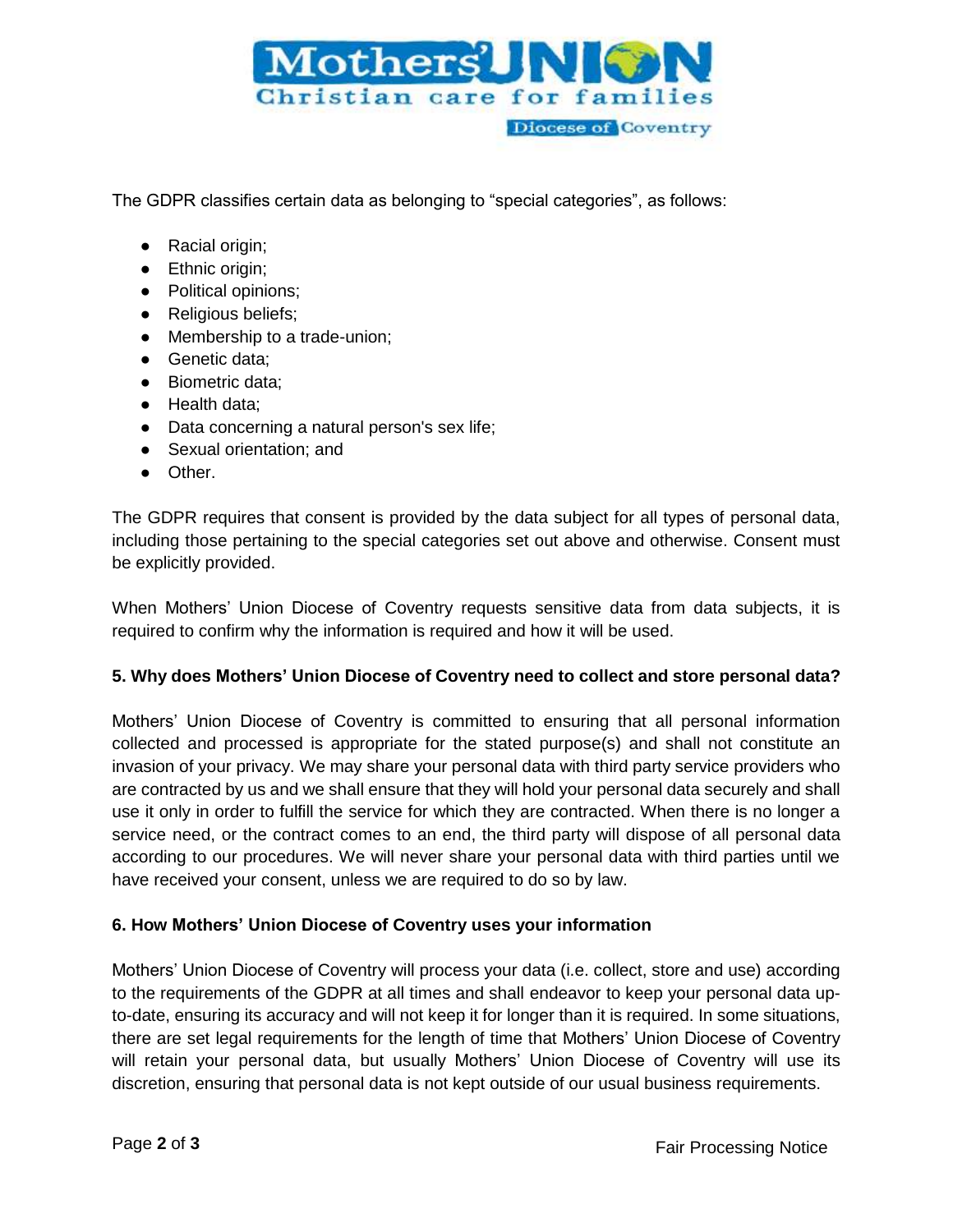The GDPR classifies certain data as belonging to "special categories", as follows:

- Racial origin;
- Ethnic origin;
- Political opinions;
- Religious beliefs;
- Membership to a trade-union;
- Genetic data;
- Biometric data;
- Health data;
- Data concerning a natural person's sex life;
- Sexual orientation; and
- Other.

The GDPR requires that consent is provided by the data subject for all types of personal data, including those pertaining to the special categories set out above and otherwise. Consent must be explicitly provided.

When Mothers' Union Diocese of Coventry requests sensitive data from data subjects, it is required to confirm why the information is required and how it will be used.

### 5. Why does Mothers' Union Diocese of Coventry need to collect and store personal data?

Mothers' Union Diocese of Coventry is committed to ensuring that all personal information collected and processed is appropriate for the stated purpose(s) and shall not constitute an invasion of your privacy. We may share your personal data with third party service providers who are contracted by us and we shall ensure that they will hold your personal data securely and shall use it only in order to fulfill the service for which they are contracted. When there is no longer a service need, or the contract comes to an end, the third party will dispose of all personal data according to our procedures. We will never share your personal data with third parties until we have received your consent, unless we are required to do so by law.

### 6. How Mothers' Union Diocese of Coventry uses your information

Mothers' Union Diocese of Coventry will process your data (i.e. collect, store and use) according to the requirements of the GDPR at all times and shall endeavor to keep your personal data up-to-date, ensuring its accuracy and will not keep it for longer than it is required. In some situations, there are set legal requirements for the length of time that Mothers' Union Diocese of Coventry will retain your personal data, but usually Mothers' Union Diocese of Coventry will use its discretion, ensuring that personal data is not kept outside of our usual business requirements.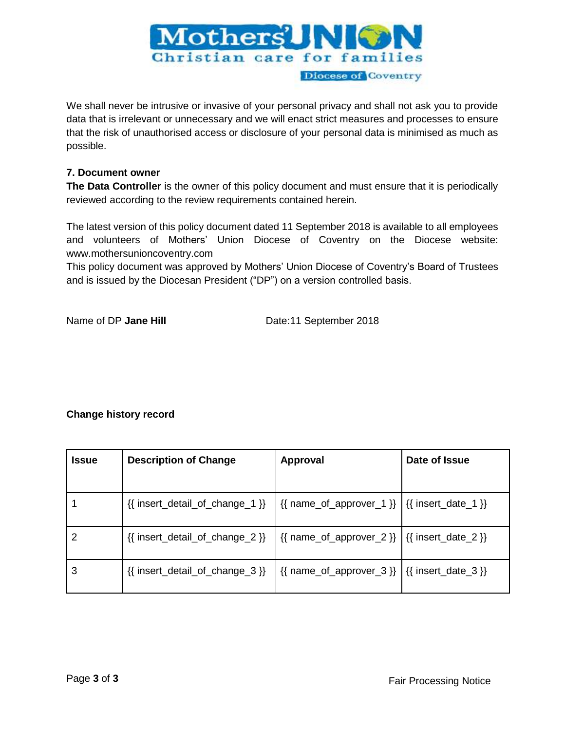We shall never be intrusive or invasive of your personal privacy and shall not ask you to provide data that is irrelevant or unnecessary and we will enact strict measures and processes to ensure that the risk of unauthorised access or disclosure of your personal data is minimised as much as possible.

**7. Document owner**

**The Data Controller** is the owner of this policy document and must ensure that it is periodically reviewed according to the review requirements contained herein.

The latest version of this policy document dated 11 September 2018 is available to all employees and volunteers of Mothers' Union Diocese of Coventry on the Diocese website: www.mothersunioncoventry.com
This policy document was approved by Mothers' Union Diocese of Coventry's Board of Trustees and is issued by the Diocesan President ("DP") on a version controlled basis.

Name of DP **Jane Hill** Date:11 September 2018

**Change history record**

| Issue | Description of Change | Approval | Date of Issue |
|---|---|---|---|
| 1 | {{ insert_detail_of_change_1 }} | {{ name_of_approver_1 }} | {{ insert_date_1 }} |
| 2 | {{ insert_detail_of_change_2 }} | {{ name_of_approver_2 }} | {{ insert_date_2 }} |
| 3 | {{ insert_detail_of_change_3 }} | {{ name_of_approver_3 }} | {{ insert_date_3 }} |